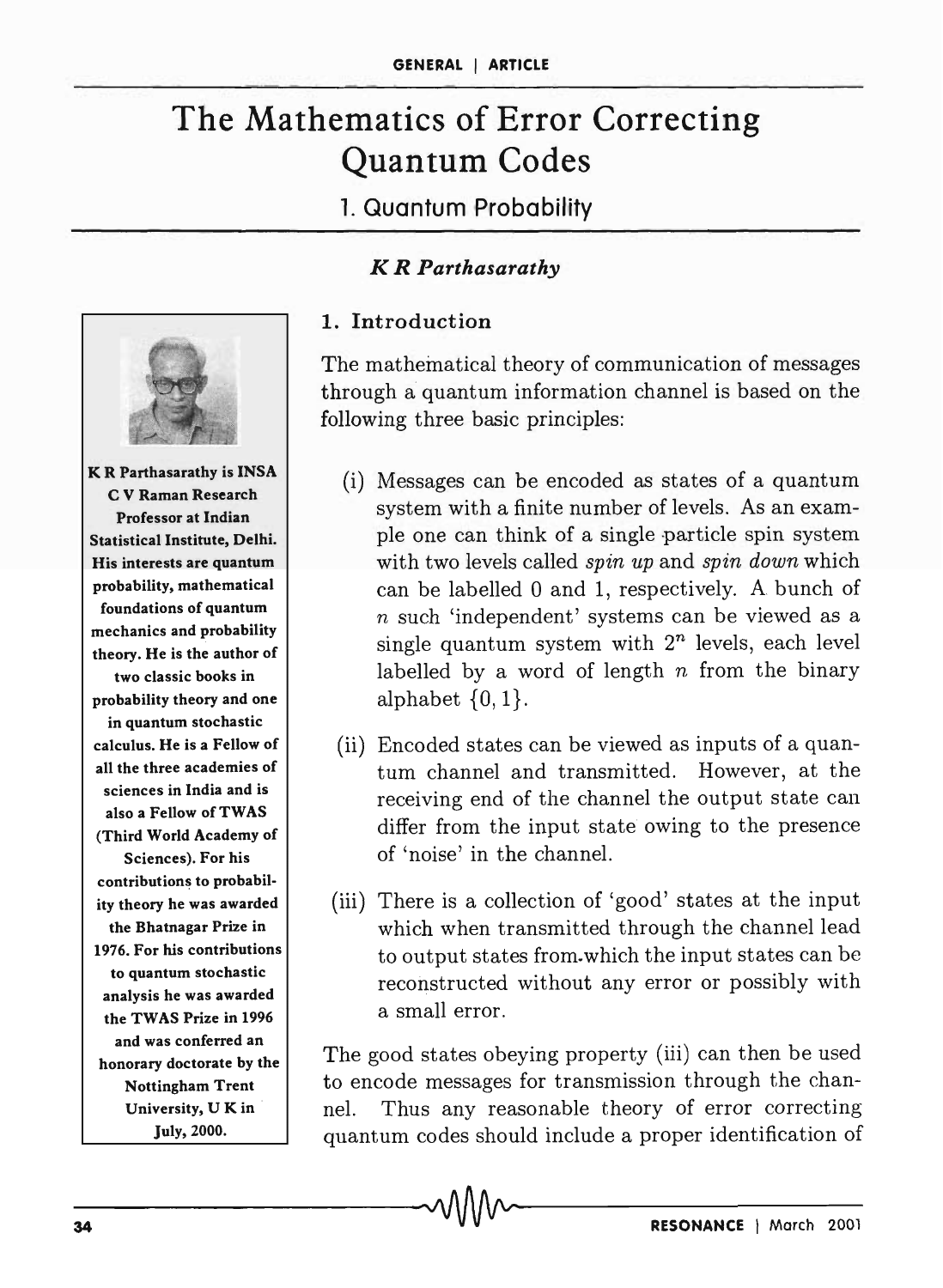# The Mathematics of Error Correcting Quantum Codes

## 1. Quantum Probability

***K R Parthasarathy***

K R Parthasarathy is INSA C V Raman Research Professor at Indian Statistical Institute, Delhi. His interests are quantum probability, mathematical foundations of quantum mechanics and probability theory. He is the author of two classic books in probability theory and one in quantum stochastic calculus. He is a Fellow of all the three academies of sciences in India and is also a Fellow of TWAS (Third World Academy of Sciences). For his contributions to probability theory he was awarded the Bhatnagar Prize in 1976. For his contributions to quantum stochastic analysis he was awarded the TWAS Prize in 1996 and was conferred an honorary doctorate by the Nottingham Trent University, U K in July, 2000.

### 1. Introduction

The mathematical theory of communication of messages through a quantum information channel is based on the following three basic principles:

(i) Messages can be encoded as states of a quantum system with a finite number of levels. As an example one can think of a single particle spin system with two levels called *spin up* and *spin down* which can be labelled 0 and 1, respectively. A bunch of $n$ such 'independent' systems can be viewed as a single quantum system with $2^n$ levels, each level labelled by a word of length $n$ from the binary alphabet $\{0, 1\}$.

(ii) Encoded states can be viewed as inputs of a quantum channel and transmitted. However, at the receiving end of the channel the output state can differ from the input state owing to the presence of 'noise' in the channel.

(iii) There is a collection of 'good' states at the input which when transmitted through the channel lead to output states from which the input states can be reconstructed without any error or possibly with a small error.

The good states obeying property (iii) can then be used to encode messages for transmission through the channel. Thus any reasonable theory of error correcting quantum codes should include a proper identification of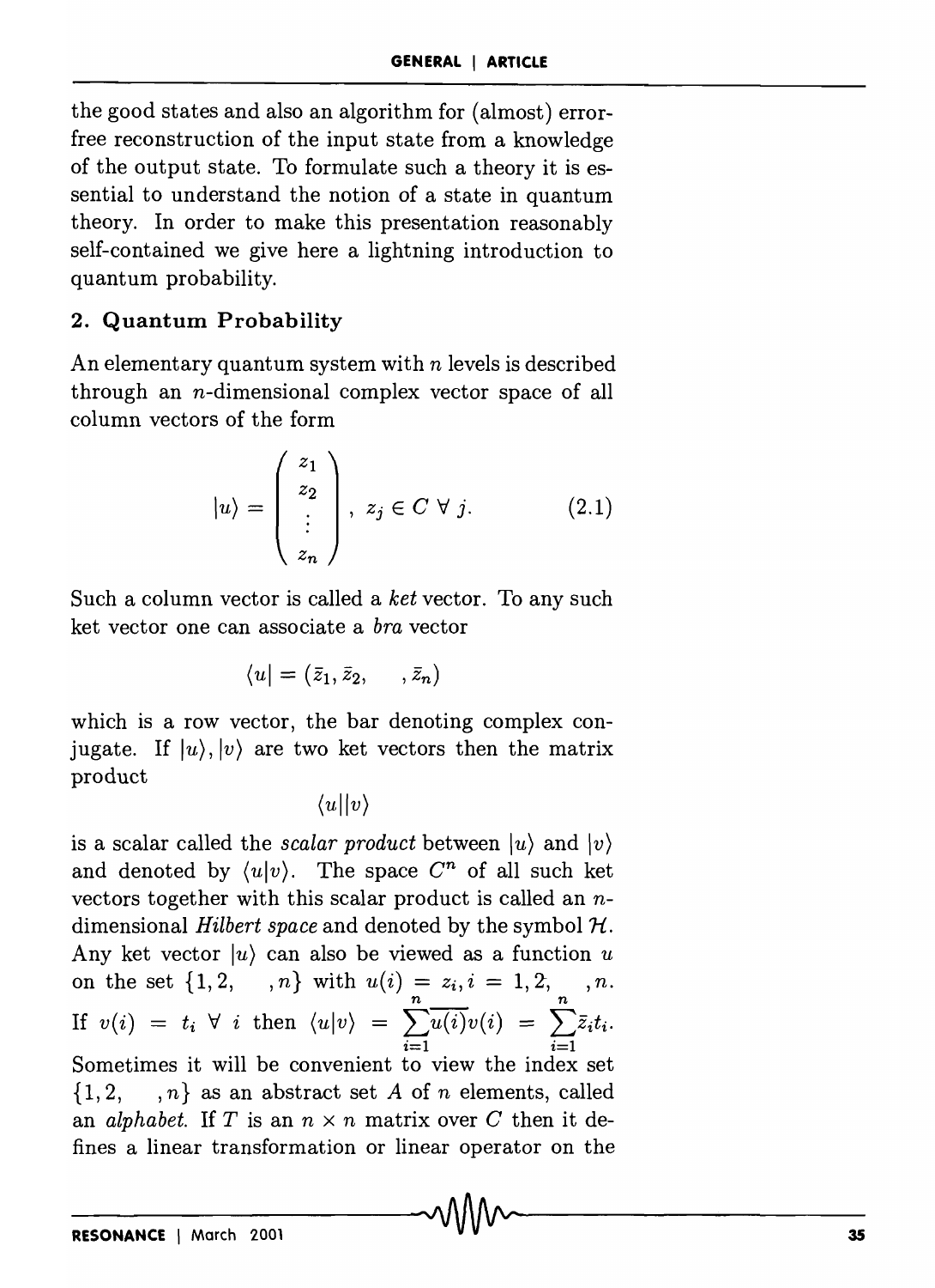the good states and also an algorithm for (almost) error-free reconstruction of the input state from a knowledge of the output state. To formulate such a theory it is essential to understand the notion of a state in quantum theory. In order to make this presentation reasonably self-contained we give here a lightning introduction to quantum probability.

## 2. Quantum Probability

An elementary quantum system with $n$ levels is described through an $n$-dimensional complex vector space of all column vectors of the form

$$|u\rangle = \begin{pmatrix} z_1 \\ z_2 \\ \vdots \\ z_n \end{pmatrix}, \; z_j \in C \; \forall \; j. \tag{2.1}$$

Such a column vector is called a *ket* vector. To any such ket vector one can associate a *bra* vector

$$\langle u| = (\bar{z}_1, \bar{z}_2, \quad, \bar{z}_n)$$

which is a row vector, the bar denoting complex conjugate. If $|u\rangle, |v\rangle$ are two ket vectors then the matrix product

$$\langle u||v\rangle$$

is a scalar called the *scalar product* between $|u\rangle$ and $|v\rangle$ and denoted by $\langle u|v\rangle$. The space $C^n$ of all such ket vectors together with this scalar product is called an $n$-dimensional *Hilbert space* and denoted by the symbol $\mathcal{H}$. Any ket vector $|u\rangle$ can also be viewed as a function $u$ on the set $\{1, 2, \quad, n\}$ with $u(i) = z_i, i = 1, 2, \quad, n$. If $v(i) = t_i \; \forall \; i$ then $\langle u|v\rangle = \sum_{i=1}^{n} \overline{u(i)} v(i) = \sum_{i=1}^{n} \bar{z}_i t_i$. Sometimes it will be convenient to view the index set $\{1, 2, \quad, n\}$ as an abstract set $A$ of $n$ elements, called an *alphabet*. If $T$ is an $n \times n$ matrix over $C$ then it defines a linear transformation or linear operator on the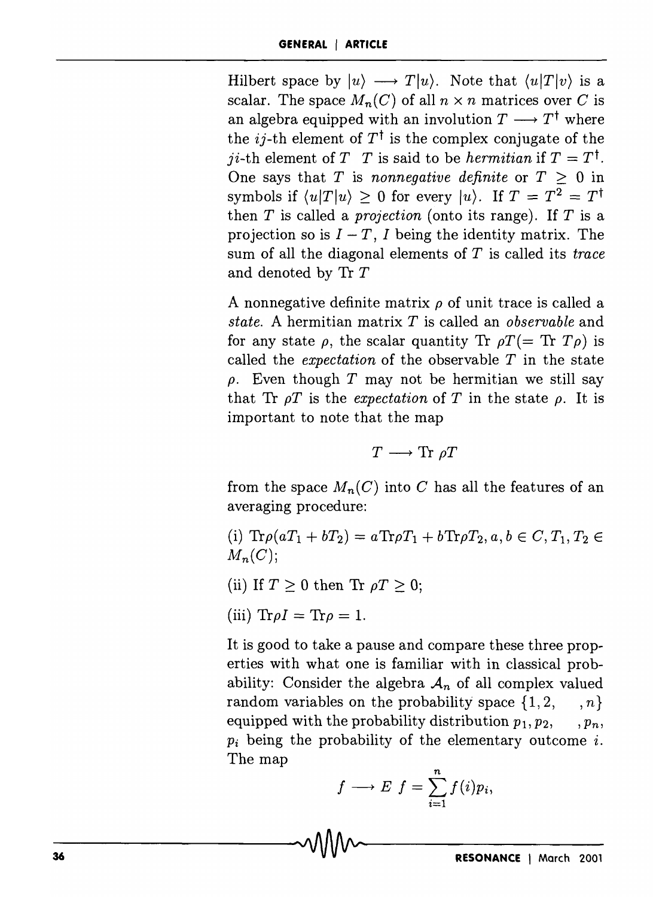Hilbert space by $|u\rangle \longrightarrow T|u\rangle$. Note that $\langle u|T|v\rangle$ is a scalar. The space $M_n(C)$ of all $n \times n$ matrices over $C$ is an algebra equipped with an involution $T \longrightarrow T^\dagger$ where the $ij$-th element of $T^\dagger$ is the complex conjugate of the $ji$-th element of $T$ $T$ is said to be *hermitian* if $T = T^\dagger$. One says that $T$ is *nonnegative definite* or $T \geq 0$ in symbols if $\langle u|T|u\rangle \geq 0$ for every $|u\rangle$. If $T = T^2 = T^\dagger$ then $T$ is called a *projection* (onto its range). If $T$ is a projection so is $I - T$, $I$ being the identity matrix. The sum of all the diagonal elements of $T$ is called its *trace* and denoted by Tr $T$

A nonnegative definite matrix $\rho$ of unit trace is called a *state*. A hermitian matrix $T$ is called an *observable* and for any state $\rho$, the scalar quantity Tr $\rho T$(= Tr $T\rho$) is called the *expectation* of the observable $T$ in the state $\rho$. Even though $T$ may not be hermitian we still say that Tr $\rho T$ is the *expectation* of $T$ in the state $\rho$. It is important to note that the map

$$T \longrightarrow \text{Tr } \rho T$$

from the space $M_n(C)$ into $C$ has all the features of an averaging procedure:

(i) $\text{Tr}\rho(aT_1 + bT_2) = a\text{Tr}\rho T_1 + b\text{Tr}\rho T_2, a, b \in C, T_1, T_2 \in M_n(C)$;

(ii) If $T \geq 0$ then Tr $\rho T \geq 0$;

(iii) $\text{Tr}\rho I = \text{Tr}\rho = 1$.

It is good to take a pause and compare these three properties with what one is familiar with in classical probability: Consider the algebra $\mathcal{A}_n$ of all complex valued random variables on the probability space $\{1, 2, \quad, n\}$ equipped with the probability distribution $p_1, p_2, \quad, p_n$, $p_i$ being the probability of the elementary outcome $i$. The map

$$f \longrightarrow E\ f = \sum_{i=1}^{n} f(i)p_i,$$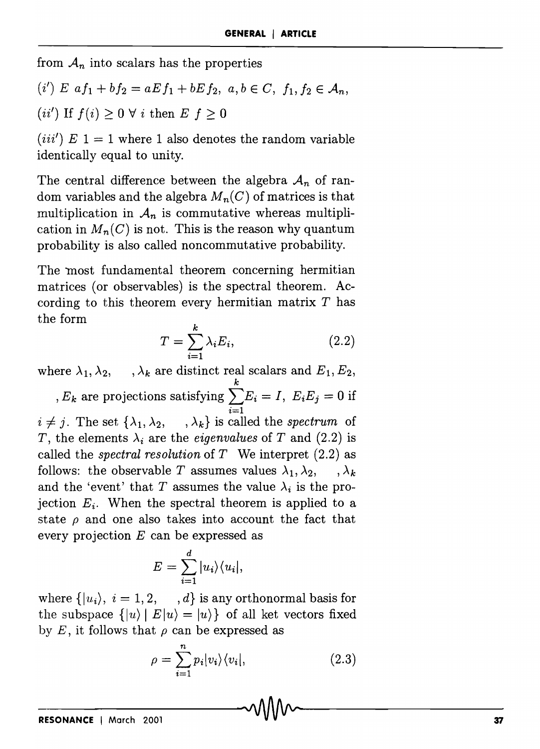from $\mathcal{A}_n$ into scalars has the properties

$(i')$ $E\ af_1 + bf_2 = aEf_1 + bEf_2,\ a, b \in C,\ f_1, f_2 \in \mathcal{A}_n,$

$(ii')$ If $f(i) \geq 0\ \forall\ i$ then $E\ f \geq 0$

$(iii')$ $E\ 1 = 1$ where 1 also denotes the random variable identically equal to unity.

The central difference between the algebra $\mathcal{A}_n$ of random variables and the algebra $M_n(C)$ of matrices is that multiplication in $\mathcal{A}_n$ is commutative whereas multiplication in $M_n(C)$ is not. This is the reason why quantum probability is also called noncommutative probability.

The most fundamental theorem concerning hermitian matrices (or observables) is the spectral theorem. According to this theorem every hermitian matrix $T$ has the form

$$T = \sum_{i=1}^{k} \lambda_i E_i, \tag{2.2}$$

where $\lambda_1, \lambda_2, \quad, \lambda_k$ are distinct real scalars and $E_1, E_2, \quad, E_k$ are projections satisfying $\sum_{i=1}^{k} E_i = I,\ E_i E_j = 0$ if $i \neq j$. The set $\{\lambda_1, \lambda_2, \quad, \lambda_k\}$ is called the *spectrum* of $T$, the elements $\lambda_i$ are the *eigenvalues* of $T$ and (2.2) is called the *spectral resolution* of $T$ We interpret (2.2) as follows: the observable $T$ assumes values $\lambda_1, \lambda_2, \quad, \lambda_k$ and the 'event' that $T$ assumes the value $\lambda_i$ is the projection $E_i$. When the spectral theorem is applied to a state $\rho$ and one also takes into account the fact that every projection $E$ can be expressed as

$$E = \sum_{i=1}^{d} |u_i\rangle\langle u_i|,$$

where $\{|u_i\rangle,\ i = 1, 2, \quad, d\}$ is any orthonormal basis for the subspace $\{|u\rangle \mid E|u\rangle = |u\rangle\}$ of all ket vectors fixed by $E$, it follows that $\rho$ can be expressed as

$$\rho = \sum_{i=1}^{n} p_i |v_i\rangle\langle v_i|, \tag{2.3}$$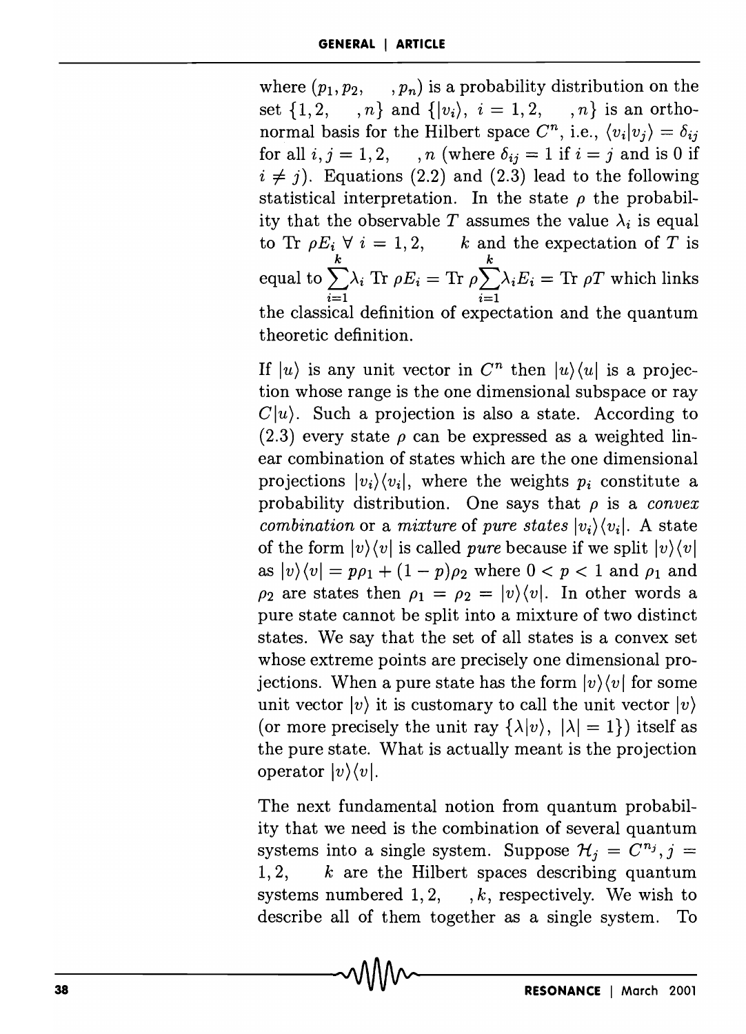where $(p_1, p_2, \ldots, p_n)$ is a probability distribution on the set $\{1, 2, \ldots, n\}$ and $\{|v_i\rangle, i = 1, 2, \ldots, n\}$ is an orthonormal basis for the Hilbert space $C^n$, i.e., $\langle v_i | v_j \rangle = \delta_{ij}$ for all $i, j = 1, 2, \ldots, n$ (where $\delta_{ij} = 1$ if $i = j$ and is 0 if $i \neq j$). Equations (2.2) and (2.3) lead to the following statistical interpretation. In the state $\rho$ the probability that the observable $T$ assumes the value $\lambda_i$ is equal to $\text{Tr } \rho E_i \; \forall \; i = 1, 2, \ldots k$ and the expectation of $T$ is equal to $\sum_{i=1}^{k} \lambda_i \text{ Tr } \rho E_i = \text{Tr } \rho \sum_{i=1}^{k} \lambda_i E_i = \text{Tr } \rho T$ which links the classical definition of expectation and the quantum theoretic definition.

If $|u\rangle$ is any unit vector in $C^n$ then $|u\rangle\langle u|$ is a projection whose range is the one dimensional subspace or ray $C|u\rangle$. Such a projection is also a state. According to (2.3) every state $\rho$ can be expressed as a weighted linear combination of states which are the one dimensional projections $|v_i\rangle\langle v_i|$, where the weights $p_i$ constitute a probability distribution. One says that $\rho$ is a *convex combination* or a *mixture* of *pure states* $|v_i\rangle\langle v_i|$. A state of the form $|v\rangle\langle v|$ is called *pure* because if we split $|v\rangle\langle v|$ as $|v\rangle\langle v| = p\rho_1 + (1-p)\rho_2$ where $0 < p < 1$ and $\rho_1$ and $\rho_2$ are states then $\rho_1 = \rho_2 = |v\rangle\langle v|$. In other words a pure state cannot be split into a mixture of two distinct states. We say that the set of all states is a convex set whose extreme points are precisely one dimensional projections. When a pure state has the form $|v\rangle\langle v|$ for some unit vector $|v\rangle$ it is customary to call the unit vector $|v\rangle$ (or more precisely the unit ray $\{\lambda|v\rangle, \; |\lambda| = 1\}$) itself as the pure state. What is actually meant is the projection operator $|v\rangle\langle v|$.

The next fundamental notion from quantum probability that we need is the combination of several quantum systems into a single system. Suppose $\mathcal{H}_j = C^{n_j}, j = 1, 2, \ldots k$ are the Hilbert spaces describing quantum systems numbered $1, 2, \ldots, k$, respectively. We wish to describe all of them together as a single system. To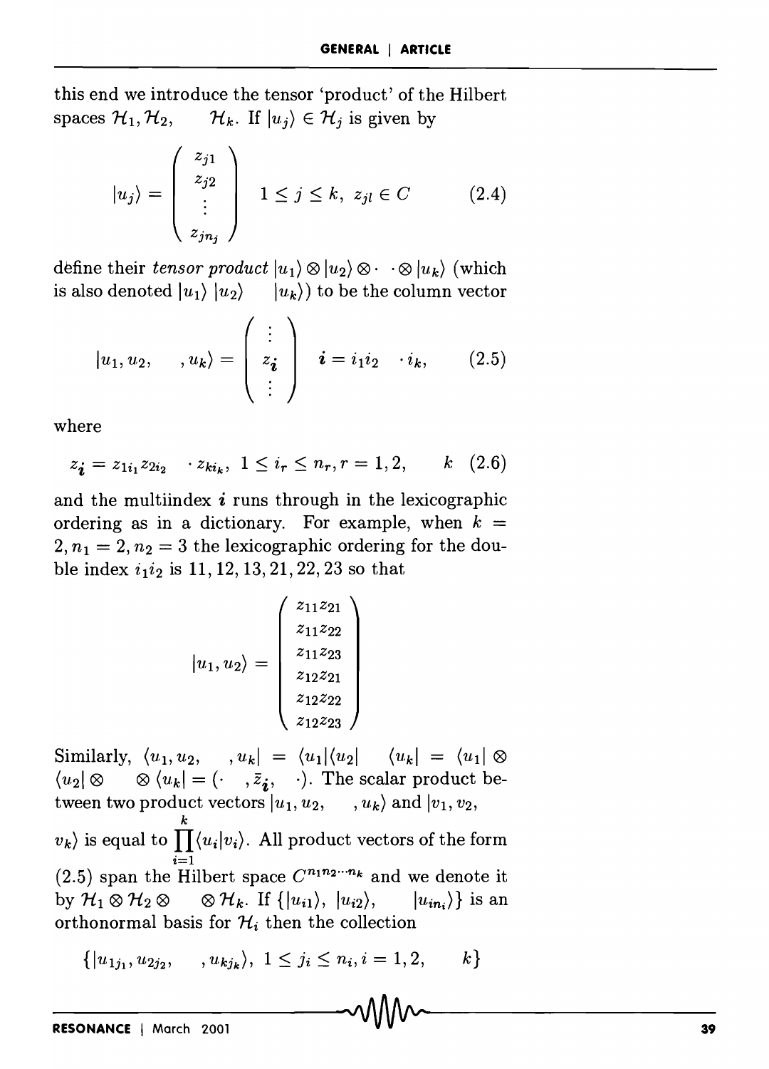this end we introduce the tensor 'product' of the Hilbert spaces $\mathcal{H}_1, \mathcal{H}_2, \quad \mathcal{H}_k$. If $|u_j\rangle \in \mathcal{H}_j$ is given by

$$|u_j\rangle = \begin{pmatrix} z_{j1} \\ z_{j2} \\ \vdots \\ z_{jn_j} \end{pmatrix} \quad 1 \leq j \leq k, \; z_{jl} \in C \tag{2.4}$$

define their *tensor product* $|u_1\rangle \otimes |u_2\rangle \otimes \cdot \quad \cdot \otimes |u_k\rangle$ (which is also denoted $|u_1\rangle \, |u_2\rangle \quad |u_k\rangle$) to be the column vector

$$|u_1, u_2, \quad , u_k\rangle = \begin{pmatrix} \vdots \\ z_{\boldsymbol{i}} \\ \vdots \end{pmatrix} \quad \boldsymbol{i} = i_1 i_2 \quad \cdot i_k, \tag{2.5}$$

where

$$z_{\boldsymbol{i}} = z_{1i_1} z_{2i_2} \quad \cdot z_{ki_k}, \; 1 \leq i_r \leq n_r, r = 1, 2, \quad k \tag{2.6}$$

and the multiindex $\boldsymbol{i}$ runs through in the lexicographic ordering as in a dictionary. For example, when $k = 2, n_1 = 2, n_2 = 3$ the lexicographic ordering for the double index $i_1 i_2$ is $11, 12, 13, 21, 22, 23$ so that

$$|u_1, u_2\rangle = \begin{pmatrix} z_{11}z_{21} \\ z_{11}z_{22} \\ z_{11}z_{23} \\ z_{12}z_{21} \\ z_{12}z_{22} \\ z_{12}z_{23} \end{pmatrix}$$

Similarly, $\langle u_1, u_2, \quad , u_k| = \langle u_1|\langle u_2| \quad \langle u_k| = \langle u_1| \otimes \langle u_2| \otimes \quad \otimes \langle u_k| = (\cdot \quad , \bar{z}_{\boldsymbol{i}}, \quad \cdot)$. The scalar product between two product vectors $|u_1, u_2, \quad , u_k\rangle$ and $|v_1, v_2, \quad v_k\rangle$ is equal to $\prod_{i=1}^{k} \langle u_i|v_i\rangle$. All product vectors of the form (2.5) span the Hilbert space $C^{n_1 n_2 \cdots n_k}$ and we denote it by $\mathcal{H}_1 \otimes \mathcal{H}_2 \otimes \quad \otimes \mathcal{H}_k$. If $\{|u_{i1}\rangle, \, |u_{i2}\rangle, \quad |u_{in_i}\rangle\}$ is an orthonormal basis for $\mathcal{H}_i$ then the collection

$$\{|u_{1j_1}, u_{2j_2}, \quad , u_{kj_k}\rangle, \; 1 \leq j_i \leq n_i, i = 1, 2, \quad k\}$$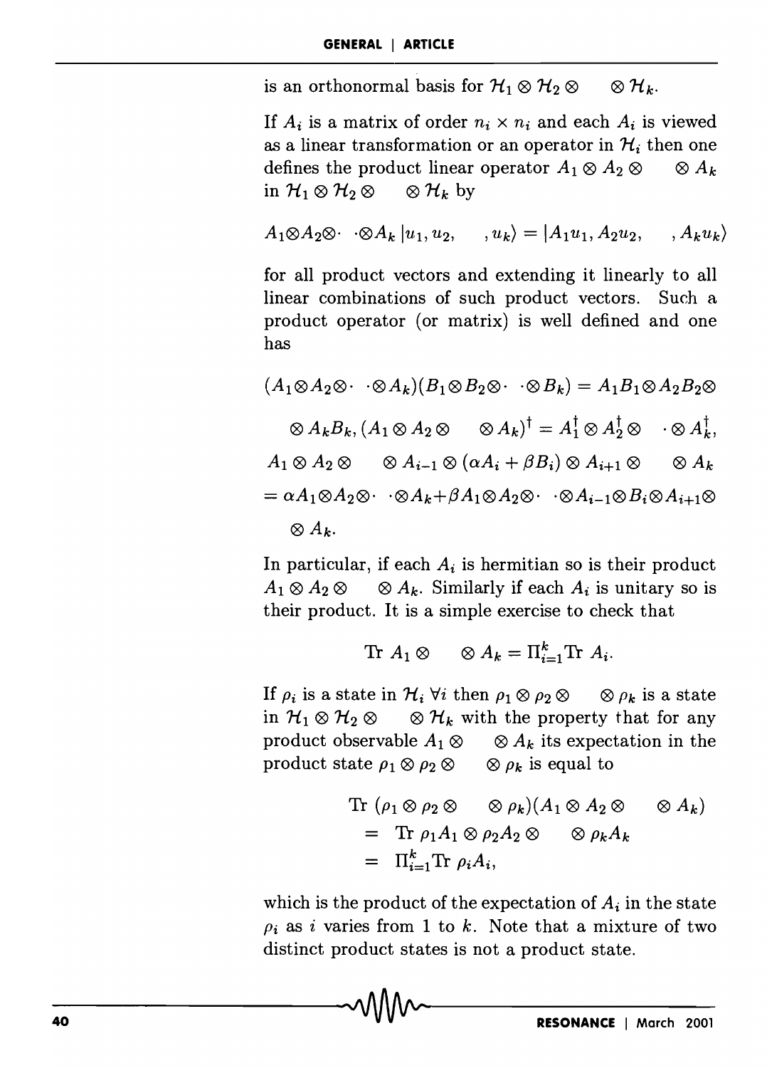is an orthonormal basis for $\mathcal{H}_1 \otimes \mathcal{H}_2 \otimes \cdots \otimes \mathcal{H}_k$.

If $A_i$ is a matrix of order $n_i \times n_i$ and each $A_i$ is viewed as a linear transformation or an operator in $\mathcal{H}_i$ then one defines the product linear operator $A_1 \otimes A_2 \otimes \cdots \otimes A_k$ in $\mathcal{H}_1 \otimes \mathcal{H}_2 \otimes \cdots \otimes \mathcal{H}_k$ by

$$A_1 \otimes A_2 \otimes \cdots \otimes A_k \, |u_1, u_2, \ldots, u_k\rangle = |A_1 u_1, A_2 u_2, \ldots, A_k u_k\rangle$$

for all product vectors and extending it linearly to all linear combinations of such product vectors. Such a product operator (or matrix) is well defined and one has

$$(A_1 \otimes A_2 \otimes \cdots \otimes A_k)(B_1 \otimes B_2 \otimes \cdots \otimes B_k) = A_1 B_1 \otimes A_2 B_2 \otimes \cdots \otimes A_k B_k, \; (A_1 \otimes A_2 \otimes \cdots \otimes A_k)^\dagger = A_1^\dagger \otimes A_2^\dagger \otimes \cdots \otimes A_k^\dagger,$$

$$A_1 \otimes A_2 \otimes \cdots \otimes A_{i-1} \otimes (\alpha A_i + \beta B_i) \otimes A_{i+1} \otimes \cdots \otimes A_k$$
$$= \alpha A_1 \otimes A_2 \otimes \cdots \otimes A_k + \beta A_1 \otimes A_2 \otimes \cdots \otimes A_{i-1} \otimes B_i \otimes A_{i+1} \otimes \cdots \otimes A_k.$$

In particular, if each $A_i$ is hermitian so is their product $A_1 \otimes A_2 \otimes \cdots \otimes A_k$. Similarly if each $A_i$ is unitary so is their product. It is a simple exercise to check that

$$\text{Tr } A_1 \otimes \cdots \otimes A_k = \Pi_{i=1}^k \text{Tr } A_i.$$

If $\rho_i$ is a state in $\mathcal{H}_i \; \forall i$ then $\rho_1 \otimes \rho_2 \otimes \cdots \otimes \rho_k$ is a state in $\mathcal{H}_1 \otimes \mathcal{H}_2 \otimes \cdots \otimes \mathcal{H}_k$ with the property that for any product observable $A_1 \otimes \cdots \otimes A_k$ its expectation in the product state $\rho_1 \otimes \rho_2 \otimes \cdots \otimes \rho_k$ is equal to

$$\begin{aligned}
& \text{Tr } (\rho_1 \otimes \rho_2 \otimes \cdots \otimes \rho_k)(A_1 \otimes A_2 \otimes \cdots \otimes A_k) \\
&= \text{Tr } \rho_1 A_1 \otimes \rho_2 A_2 \otimes \cdots \otimes \rho_k A_k \\
&= \Pi_{i=1}^k \text{Tr } \rho_i A_i,
\end{aligned}$$

which is the product of the expectation of $A_i$ in the state $\rho_i$ as $i$ varies from 1 to $k$. Note that a mixture of two distinct product states is not a product state.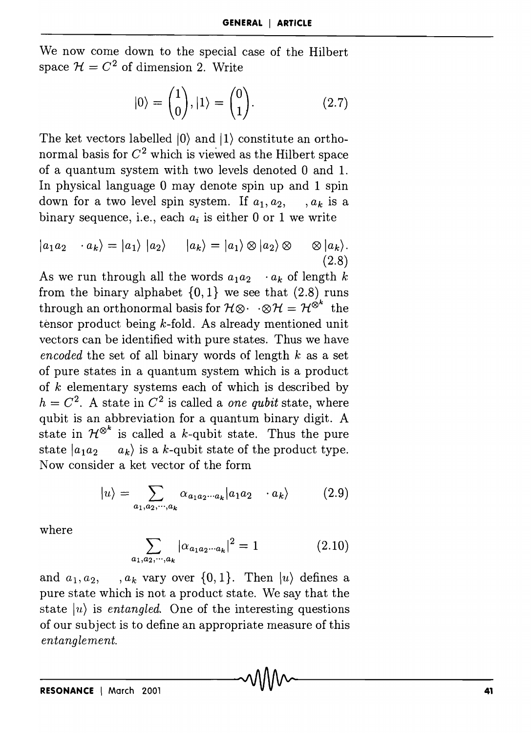We now come down to the special case of the Hilbert space $\mathcal{H} = C^2$ of dimension 2. Write

$$|0\rangle = \begin{pmatrix} 1 \\ 0 \end{pmatrix}, |1\rangle = \begin{pmatrix} 0 \\ 1 \end{pmatrix}. \tag{2.7}$$

The ket vectors labelled $|0\rangle$ and $|1\rangle$ constitute an orthonormal basis for $C^2$ which is viewed as the Hilbert space of a quantum system with two levels denoted 0 and 1. In physical language 0 may denote spin up and 1 spin down for a two level spin system. If $a_1, a_2, \cdots, a_k$ is a binary sequence, i.e., each $a_i$ is either 0 or 1 we write

$$|a_1 a_2 \cdots a_k\rangle = |a_1\rangle |a_2\rangle \cdots |a_k\rangle = |a_1\rangle \otimes |a_2\rangle \otimes \cdots \otimes |a_k\rangle. \tag{2.8}$$

As we run through all the words $a_1 a_2 \cdots a_k$ of length $k$ from the binary alphabet $\{0, 1\}$ we see that (2.8) runs through an orthonormal basis for $\mathcal{H} \otimes \cdots \otimes \mathcal{H} = \mathcal{H}^{\otimes^k}$ the tensor product being $k$-fold. As already mentioned unit vectors can be identified with pure states. Thus we have *encoded* the set of all binary words of length $k$ as a set of pure states in a quantum system which is a product of $k$ elementary systems each of which is described by $h = C^2$. A state in $C^2$ is called a *one qubit* state, where qubit is an abbreviation for a quantum binary digit. A state in $\mathcal{H}^{\otimes^k}$ is called a $k$-qubit state. Thus the pure state $|a_1 a_2 \cdots a_k\rangle$ is a $k$-qubit state of the product type. Now consider a ket vector of the form

$$|u\rangle = \sum_{a_1, a_2, \cdots, a_k} \alpha_{a_1 a_2 \cdots a_k} |a_1 a_2 \cdots a_k\rangle \tag{2.9}$$

where

$$\sum_{a_1, a_2, \cdots, a_k} |\alpha_{a_1 a_2 \cdots a_k}|^2 = 1 \tag{2.10}$$

and $a_1, a_2, \cdots, a_k$ vary over $\{0, 1\}$. Then $|u\rangle$ defines a pure state which is not a product state. We say that the state $|u\rangle$ is *entangled*. One of the interesting questions of our subject is to define an appropriate measure of this *entanglement*.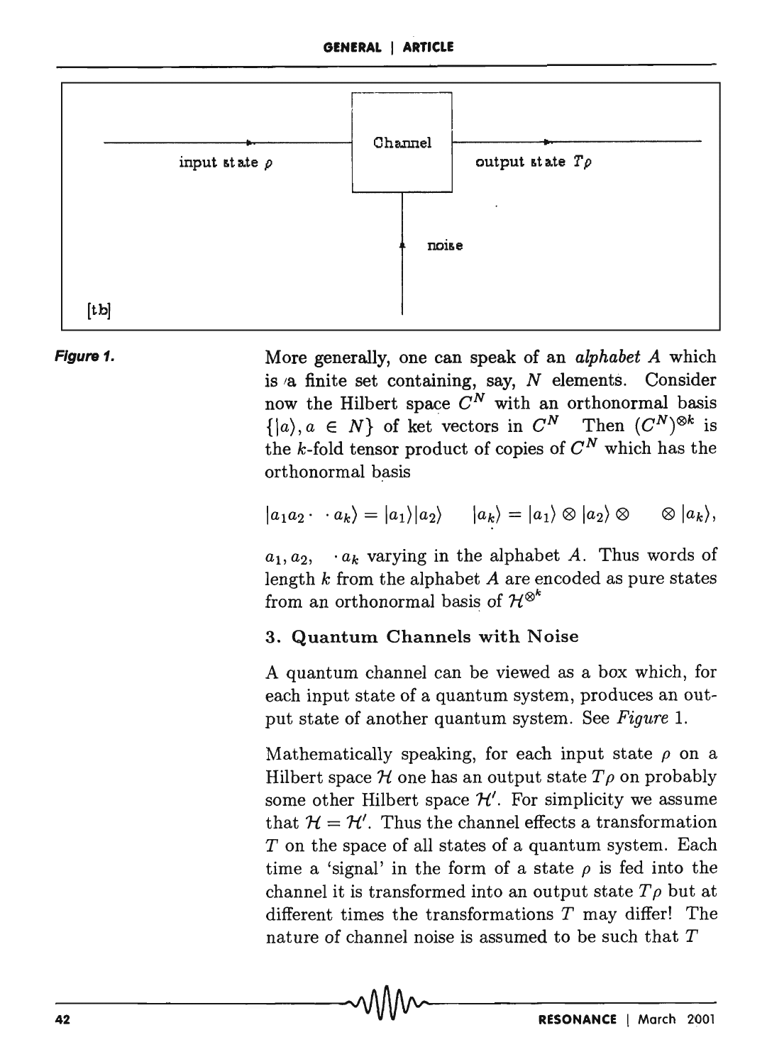Figure 1.

More generally, one can speak of an *alphabet* $A$ which is a finite set containing, say, $N$ elements. Consider now the Hilbert space $C^N$ with an orthonormal basis $\{|a\rangle, a \in N\}$ of ket vectors in $C^N$ Then $(C^N)^{\otimes k}$ is the $k$-fold tensor product of copies of $C^N$ which has the orthonormal basis

$$|a_1 a_2 \cdot \quad \cdot a_k\rangle = |a_1\rangle|a_2\rangle \qquad |a_k\rangle = |a_1\rangle \otimes |a_2\rangle \otimes \qquad \otimes |a_k\rangle,$$

$a_1, a_2, \quad \cdot a_k$ varying in the alphabet $A$. Thus words of length $k$ from the alphabet $A$ are encoded as pure states from an orthonormal basis of $\mathcal{H}^{\otimes^k}$

## 3. Quantum Channels with Noise

A quantum channel can be viewed as a box which, for each input state of a quantum system, produces an output state of another quantum system. See *Figure* 1.

Mathematically speaking, for each input state $\rho$ on a Hilbert space $\mathcal{H}$ one has an output state $T\rho$ on probably some other Hilbert space $\mathcal{H}'$. For simplicity we assume that $\mathcal{H} = \mathcal{H}'$. Thus the channel effects a transformation $T$ on the space of all states of a quantum system. Each time a 'signal' in the form of a state $\rho$ is fed into the channel it is transformed into an output state $T\rho$ but at different times the transformations $T$ may differ! The nature of channel noise is assumed to be such that $T$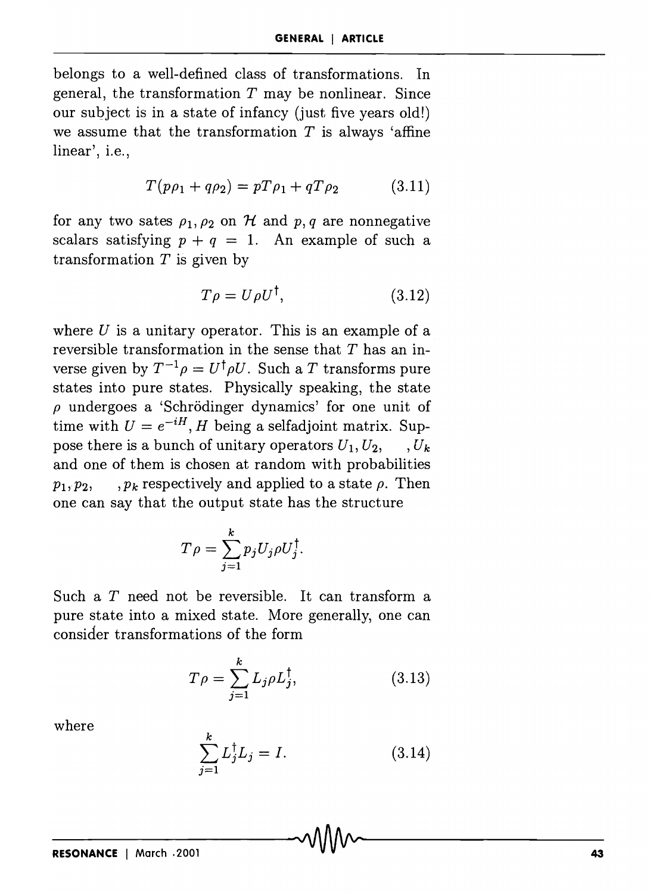belongs to a well-defined class of transformations. In general, the transformation $T$ may be nonlinear. Since our subject is in a state of infancy (just five years old!) we assume that the transformation $T$ is always 'affine linear', i.e.,

$$T(p\rho_1 + q\rho_2) = pT\rho_1 + qT\rho_2 \tag{3.11}$$

for any two sates $\rho_1, \rho_2$ on $\mathcal{H}$ and $p, q$ are nonnegative scalars satisfying $p + q = 1$. An example of such a transformation $T$ is given by

$$T\rho = U\rho U^{\dagger}, \tag{3.12}$$

where $U$ is a unitary operator. This is an example of a reversible transformation in the sense that $T$ has an inverse given by $T^{-1}\rho = U^{\dagger}\rho U$. Such a $T$ transforms pure states into pure states. Physically speaking, the state $\rho$ undergoes a 'Schrödinger dynamics' for one unit of time with $U = e^{-iH}$, $H$ being a selfadjoint matrix. Suppose there is a bunch of unitary operators $U_1, U_2, \quad , U_k$ and one of them is chosen at random with probabilities $p_1, p_2, \quad , p_k$ respectively and applied to a state $\rho$. Then one can say that the output state has the structure

$$T\rho = \sum_{j=1}^{k} p_j U_j \rho U_j^{\dagger}.$$

Such a $T$ need not be reversible. It can transform a pure state into a mixed state. More generally, one can consider transformations of the form

$$T\rho = \sum_{j=1}^{k} L_j \rho L_j^{\dagger}, \tag{3.13}$$

where

$$\sum_{j=1}^{k} L_j^{\dagger} L_j = I. \tag{3.14}$$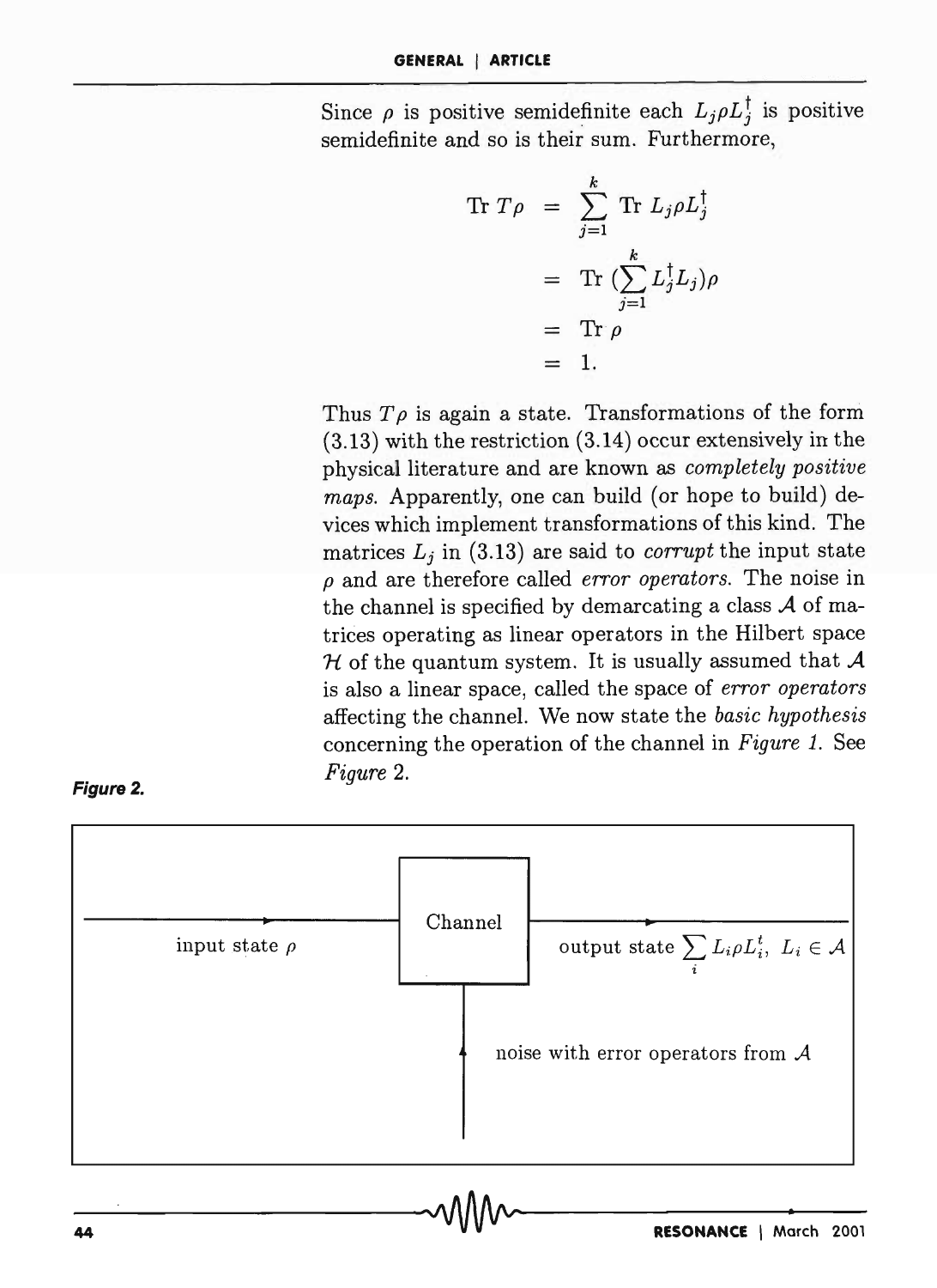Since $\rho$ is positive semidefinite each $L_j \rho L_j^\dagger$ is positive semidefinite and so is their sum. Furthermore,

$$
\begin{aligned}
\operatorname{Tr} T\rho &= \sum_{j=1}^{k} \operatorname{Tr} L_j \rho L_j^\dagger \\
&= \operatorname{Tr} \left(\sum_{j=1}^{k} L_j^\dagger L_j\right)\rho \\
&= \operatorname{Tr} \rho \\
&= 1.
\end{aligned}
$$

Thus $T\rho$ is again a state. Transformations of the form (3.13) with the restriction (3.14) occur extensively in the physical literature and are known as *completely positive maps*. Apparently, one can build (or hope to build) devices which implement transformations of this kind. The matrices $L_j$ in (3.13) are said to *corrupt* the input state $\rho$ and are therefore called *error operators*. The noise in the channel is specified by demarcating a class $\mathcal{A}$ of matrices operating as linear operators in the Hilbert space $\mathcal{H}$ of the quantum system. It is usually assumed that $\mathcal{A}$ is also a linear space, called the space of *error operators* affecting the channel. We now state the *basic hypothesis* concerning the operation of the channel in *Figure 1*. See *Figure 2*.

**Figure 2.**

input state $\rho$ → Channel → output state $\sum_i L_i \rho L_i^t, \; L_i \in \mathcal{A}$

noise with error operators from $\mathcal{A}$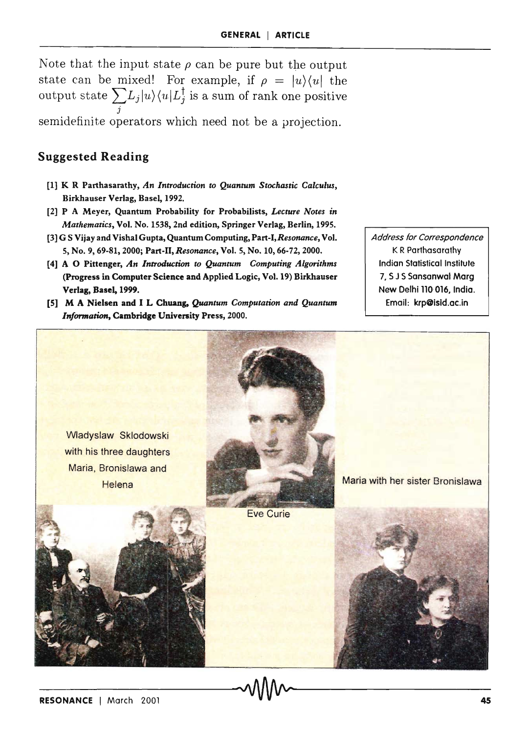Note that the input state $\rho$ can be pure but the output state can be mixed! For example, if $\rho = |u\rangle\langle u|$ the output state $\sum_j L_j |u\rangle\langle u| L_j^\dagger$ is a sum of rank one positive semidefinite operators which need not be a projection.

## Suggested Reading

[1] K R Parthasarathy, *An Introduction to Quantum Stochastic Calculus*, Birkhauser Verlag, Basel, 1992.

[2] P A Meyer, Quantum Probability for Probabilists, *Lecture Notes in Mathematics*, Vol. No. 1538, 2nd edition, Springer Verlag, Berlin, 1995.

[3] G S Vijay and Vishal Gupta, Quantum Computing, Part-I, *Resonance*, Vol. 5, No. 9, 69-81, 2000; Part-II, *Resonance*, Vol. 5, No. 10, 66-72, 2000.

[4] A O Pittenger, *An Introduction to Quantum Computing Algorithms* (Progress in Computer Science and Applied Logic, Vol. 19) Birkhauser Verlag, Basel, 1999.

[5] M A Nielsen and I L Chuang, *Quantum Computation and Quantum Information*, Cambridge University Press, 2000.

*Address for Correspondence*
K R Parthasarathy
Indian Statistical Institute
7, S J S Sansanwal Marg
New Delhi 110 016, India.
Email: krp@isid.ac.in

Wladyslaw Sklodowski with his three daughters Maria, Bronislawa and Helena

Eve Curie

Maria with her sister Bronislawa